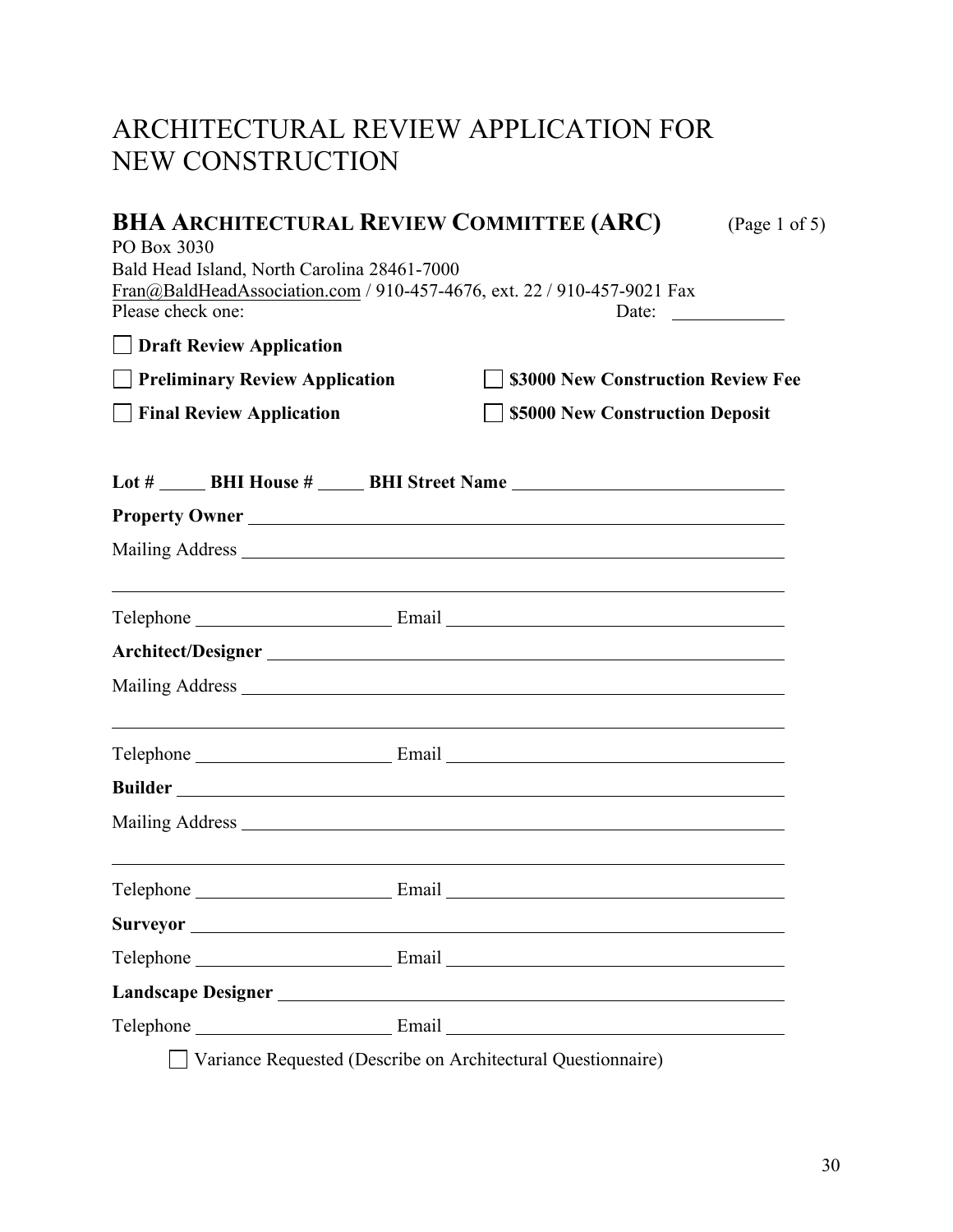# ARCHITECTURAL REVIEW APPLICATION FOR NEW CONSTRUCTION

## BHA ARCHITECTURAL REVIEW COMMITTEE (ARC) (Page 1 of 5)

PO Box 3030
Bald Head Island, North Carolina 28461-7000
Fran@BaldHeadAssociation.com / 910-457-4676, ext. 22 / 910-457-9021 Fax

Please check one: Date: ____________

☐ **Draft Review Application**

☐ **Preliminary Review Application** ☐ **$3000 New Construction Review Fee**

☐ **Final Review Application** ☐ **$5000 New Construction Deposit**

**Lot #** _____ **BHI House #** _____ **BHI Street Name** ______________________________

**Property Owner** ______________________________________________________________

Mailing Address ______________________________________________________________

______________________________________________________________________________

Telephone ______________________ Email ______________________________________

**Architect/Designer** ____________________________________________________________

Mailing Address ______________________________________________________________

______________________________________________________________________________

Telephone ______________________ Email ______________________________________

**Builder** _____________________________________________________________________

Mailing Address ______________________________________________________________

______________________________________________________________________________

Telephone ______________________ Email ______________________________________

**Surveyor** ____________________________________________________________________

Telephone ______________________ Email ______________________________________

**Landscape Designer** ___________________________________________________________

Telephone ______________________ Email ______________________________________

☐ Variance Requested (Describe on Architectural Questionnaire)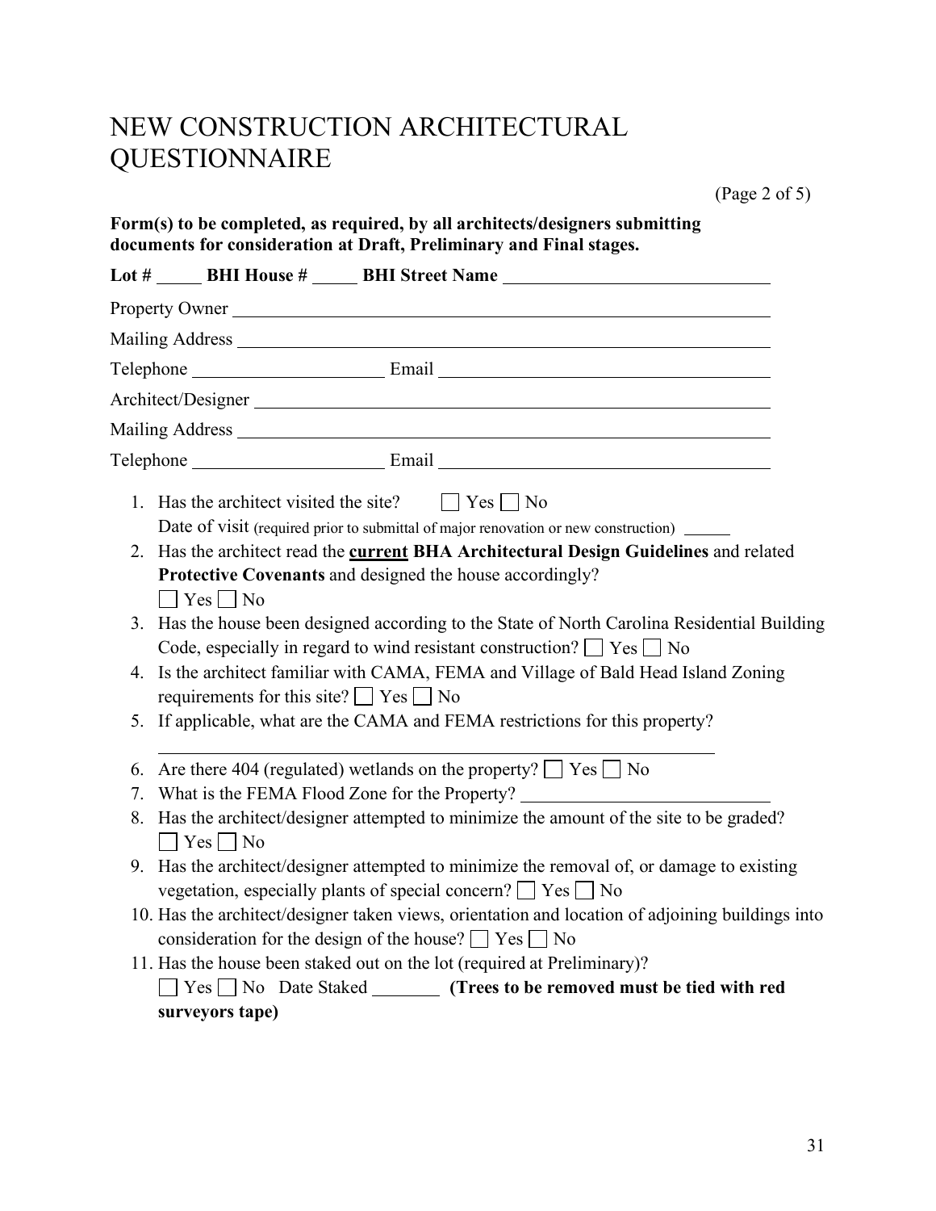# NEW CONSTRUCTION ARCHITECTURAL QUESTIONNAIRE

(Page 2 of 5)

**Form(s) to be completed, as required, by all architects/designers submitting documents for consideration at Draft, Preliminary and Final stages.**

**Lot #** _____ **BHI House #** _____ **BHI Street Name** ______________________________

Property Owner ______________________________________________________________

Mailing Address _____________________________________________________________

Telephone ______________________ Email ______________________________________

Architect/Designer ____________________________________________________________

Mailing Address _____________________________________________________________

Telephone ______________________ Email ______________________________________

1. Has the architect visited the site? ☐ Yes ☐ No
   Date of visit (required prior to submittal of major renovation or new construction) ______
2. Has the architect read the **current BHA Architectural Design Guidelines** and related **Protective Covenants** and designed the house accordingly?
   ☐ Yes ☐ No
3. Has the house been designed according to the State of North Carolina Residential Building Code, especially in regard to wind resistant construction? ☐ Yes ☐ No
4. Is the architect familiar with CAMA, FEMA and Village of Bald Head Island Zoning requirements for this site? ☐ Yes ☐ No
5. If applicable, what are the CAMA and FEMA restrictions for this property?
   ______________________________________________________________
6. Are there 404 (regulated) wetlands on the property? ☐ Yes ☐ No
7. What is the FEMA Flood Zone for the Property? ____________________________
8. Has the architect/designer attempted to minimize the amount of the site to be graded?
   ☐ Yes ☐ No
9. Has the architect/designer attempted to minimize the removal of, or damage to existing vegetation, especially plants of special concern? ☐ Yes ☐ No
10. Has the architect/designer taken views, orientation and location of adjoining buildings into consideration for the design of the house? ☐ Yes ☐ No
11. Has the house been staked out on the lot (required at Preliminary)?
    ☐ Yes ☐ No Date Staked ________ **(Trees to be removed must be tied with red surveyors tape)**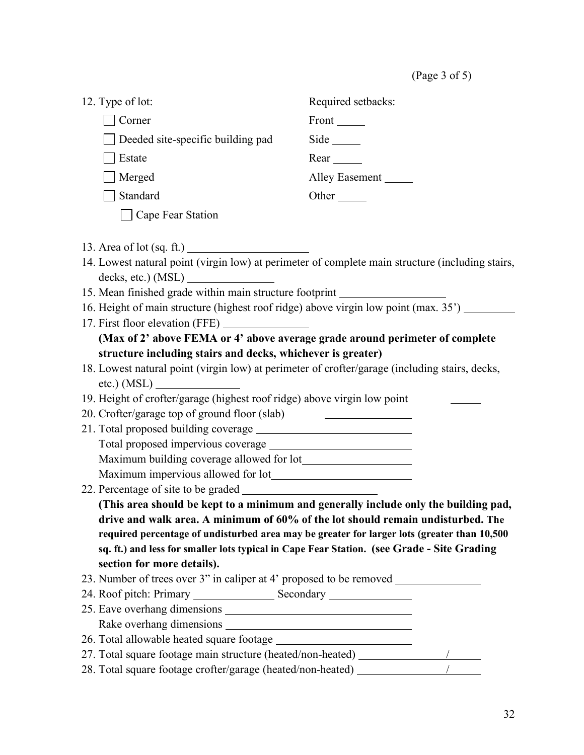12. Type of lot:

- ☐ Corner
- ☐ Deeded site-specific building pad
- ☐ Estate
- ☐ Merged
- ☐ Standard
  - ☐ Cape Fear Station

Required setbacks:

Front _____

Side _____

Rear _____

Alley Easement _____

Other _____

13. Area of lot (sq. ft.) ____________________
14. Lowest natural point (virgin low) at perimeter of complete main structure (including stairs, decks, etc.) (MSL) ______________
15. Mean finished grade within main structure footprint __________________
16. Height of main structure (highest roof ridge) above virgin low point (max. 35’) ________
17. First floor elevation (FFE) ______________
    **(Max of 2’ above FEMA or 4’ above average grade around perimeter of complete structure including stairs and decks, whichever is greater)**
18. Lowest natural point (virgin low) at perimeter of crofter/garage (including stairs, decks, etc.) (MSL) ______________
19. Height of crofter/garage (highest roof ridge) above virgin low point _____
20. Crofter/garage top of ground floor (slab) ______________
21. Total proposed building coverage ________________________
    Total proposed impervious coverage ______________________
    Maximum building coverage allowed for lot__________________
    Maximum impervious allowed for lot______________________
22. Percentage of site to be graded _____________________
    **(This area should be kept to a minimum and generally include only the building pad, drive and walk area. A minimum of 60% of the lot should remain undisturbed. The required percentage of undisturbed area may be greater for larger lots (greater than 10,500 sq. ft.) and less for smaller lots typical in Cape Fear Station. (see Grade - Site Grading section for more details).**
23. Number of trees over 3” in caliper at 4’ proposed to be removed ______________
24. Roof pitch: Primary _____________ Secondary _____________
25. Eave overhang dimensions _______________________________
    Rake overhang dimensions _______________________________
26. Total allowable heated square footage _____________________
27. Total square footage main structure (heated/non-heated) _______________/_____
28. Total square footage crofter/garage (heated/non-heated) _______________/_____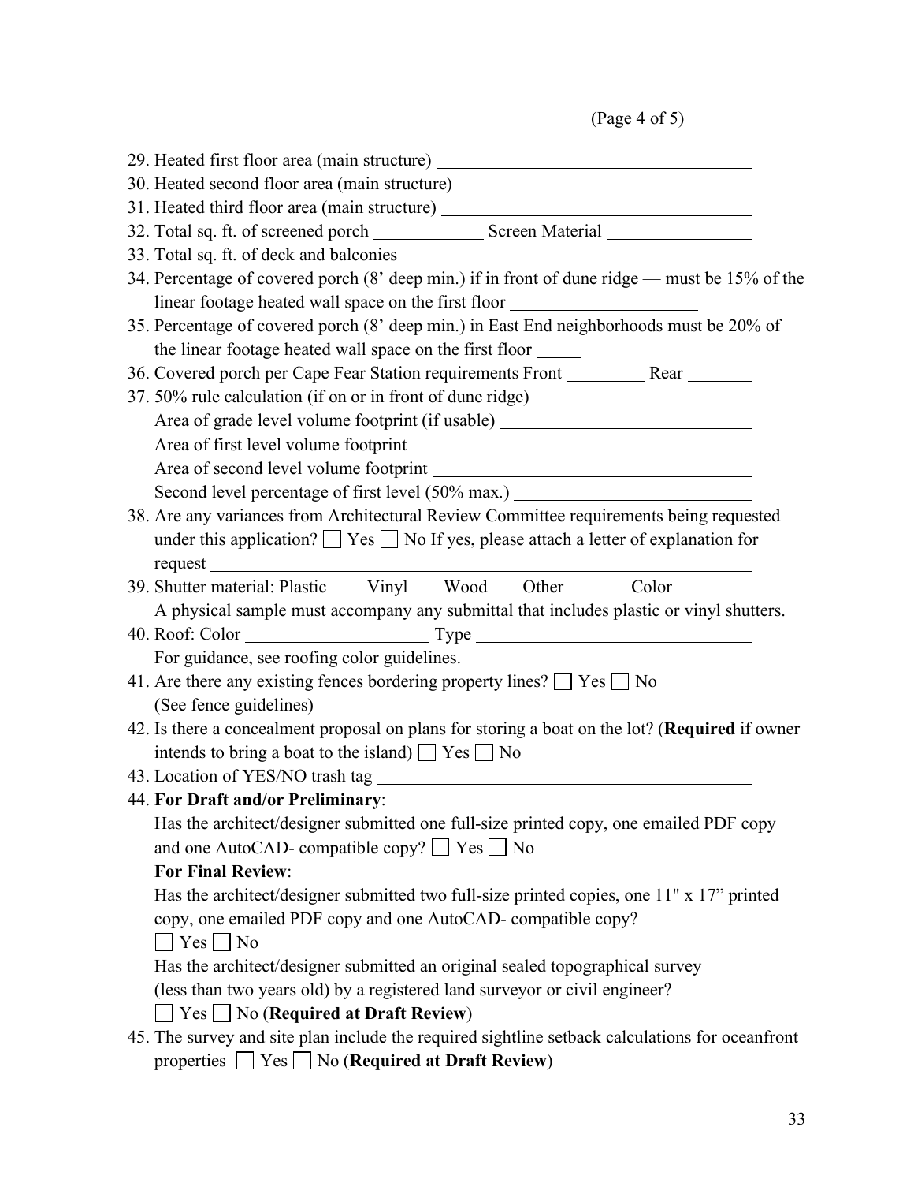29. Heated first floor area (main structure) ____________________
30. Heated second floor area (main structure) ____________________
31. Heated third floor area (main structure) ____________________
32. Total sq. ft. of screened porch ____________ Screen Material ________________
33. Total sq. ft. of deck and balconies _______________
34. Percentage of covered porch (8' deep min.) if in front of dune ridge — must be 15% of the linear footage heated wall space on the first floor ____________________
35. Percentage of covered porch (8' deep min.) in East End neighborhoods must be 20% of the linear footage heated wall space on the first floor _____
36. Covered porch per Cape Fear Station requirements Front _________ Rear ________
37. 50% rule calculation (if on or in front of dune ridge)
    Area of grade level volume footprint (if usable) ____________________
    Area of first level volume footprint ____________________
    Area of second level volume footprint ____________________
    Second level percentage of first level (50% max.) ____________________
38. Are any variances from Architectural Review Committee requirements being requested under this application? ☐ Yes ☐ No If yes, please attach a letter of explanation for request ____________________
39. Shutter material: Plastic ___ Vinyl ___ Wood ___ Other _______ Color _________
    A physical sample must accompany any submittal that includes plastic or vinyl shutters.
40. Roof: Color ____________________ Type ____________________
    For guidance, see roofing color guidelines.
41. Are there any existing fences bordering property lines? ☐ Yes ☐ No
    (See fence guidelines)
42. Is there a concealment proposal on plans for storing a boat on the lot? (**Required** if owner intends to bring a boat to the island) ☐ Yes ☐ No
43. Location of YES/NO trash tag ____________________
44. **For Draft and/or Preliminary**:
    Has the architect/designer submitted one full-size printed copy, one emailed PDF copy and one AutoCAD- compatible copy? ☐ Yes ☐ No
    **For Final Review**:
    Has the architect/designer submitted two full-size printed copies, one 11" x 17" printed copy, one emailed PDF copy and one AutoCAD- compatible copy?
    ☐ Yes ☐ No
    Has the architect/designer submitted an original sealed topographical survey (less than two years old) by a registered land surveyor or civil engineer?
    ☐ Yes ☐ No (**Required at Draft Review**)
45. The survey and site plan include the required sightline setback calculations for oceanfront properties ☐ Yes ☐ No (**Required at Draft Review**)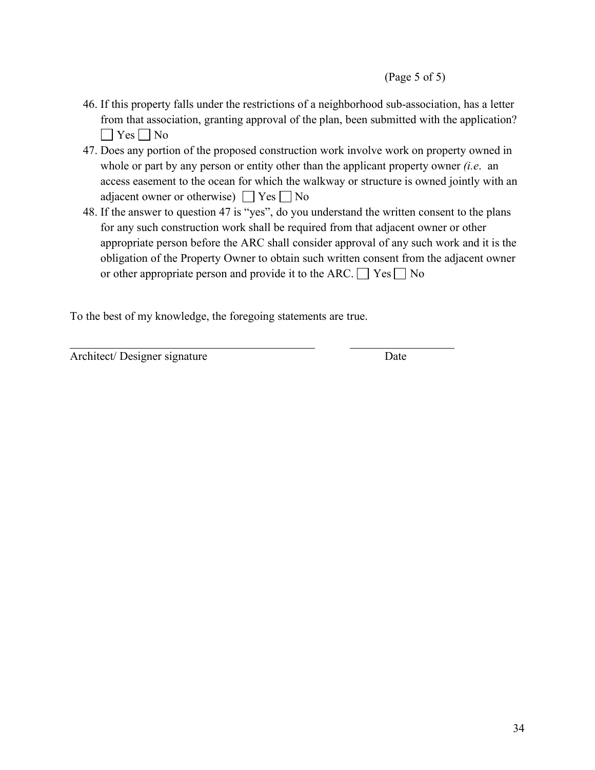46. If this property falls under the restrictions of a neighborhood sub-association, has a letter from that association, granting approval of the plan, been submitted with the application? ☐ Yes ☐ No
47. Does any portion of the proposed construction work involve work on property owned in whole or part by any person or entity other than the applicant property owner *(i.e.* an access easement to the ocean for which the walkway or structure is owned jointly with an adjacent owner or otherwise) ☐ Yes ☐ No
48. If the answer to question 47 is "yes", do you understand the written consent to the plans for any such construction work shall be required from that adjacent owner or other appropriate person before the ARC shall consider approval of any such work and it is the obligation of the Property Owner to obtain such written consent from the adjacent owner or other appropriate person and provide it to the ARC. ☐ Yes ☐ No

To the best of my knowledge, the foregoing statements are true.

\_\_\_\_\_\_\_\_\_\_\_\_\_\_\_\_\_\_\_\_\_\_\_\_\_\_\_\_\_\_\_\_\_\_\_\_\_\_\_\_ \_\_\_\_\_\_\_\_\_\_\_\_\_\_\_\_\_\_\_\_

Architect/ Designer signature Date